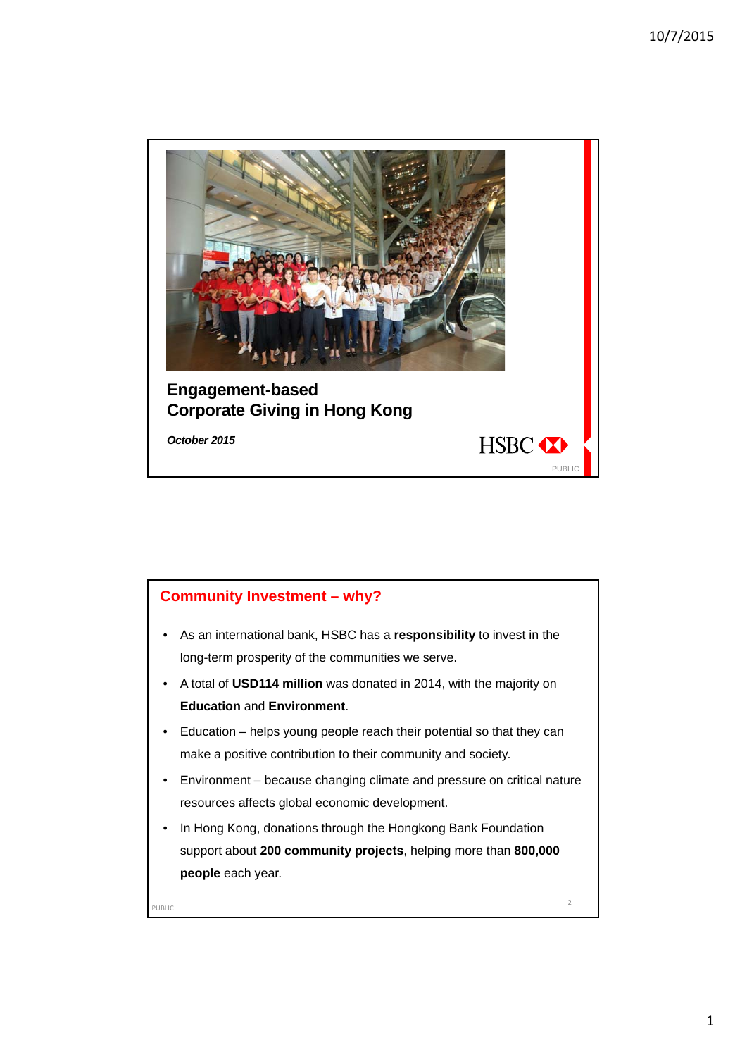# Engagement-based Corporate Giving in Hong Kong

*October 2015*

HSBC

PUBLIC

## Community Investment – why?

- As an international bank, HSBC has a **responsibility** to invest in the long-term prosperity of the communities we serve.
- A total of **USD114 million** was donated in 2014, with the majority on **Education** and **Environment**.
- Education – helps young people reach their potential so that they can make a positive contribution to their community and society.
- Environment – because changing climate and pressure on critical nature resources affects global economic development.
- In Hong Kong, donations through the Hongkong Bank Foundation support about **200 community projects**, helping more than **800,000 people** each year.

PUBLIC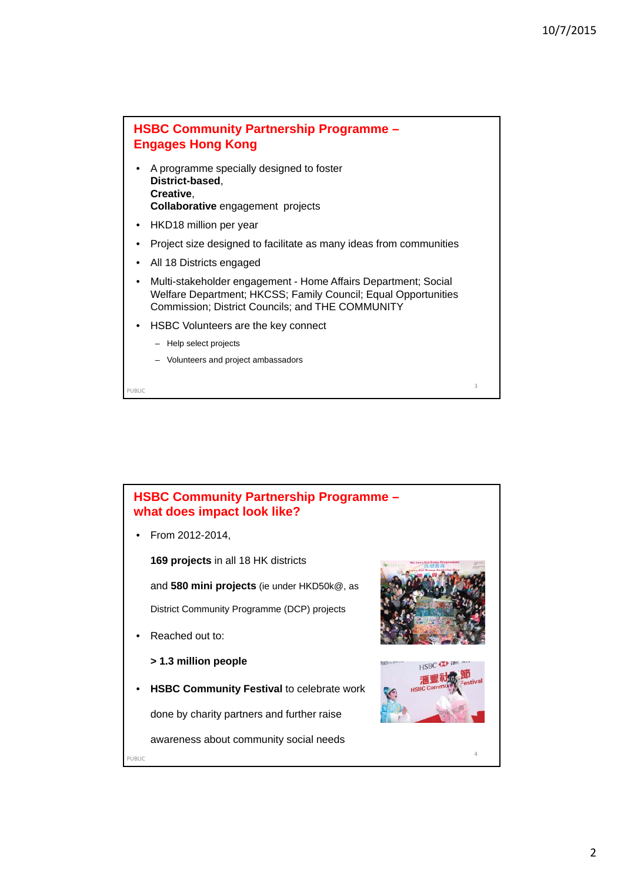## HSBC Community Partnership Programme – Engages Hong Kong

- A programme specially designed to foster
  **District-based**,
  **Creative**,
  **Collaborative** engagement projects
- HKD18 million per year
- Project size designed to facilitate as many ideas from communities
- All 18 Districts engaged
- Multi-stakeholder engagement - Home Affairs Department; Social Welfare Department; HKCSS; Family Council; Equal Opportunities Commission; District Councils; and THE COMMUNITY
- HSBC Volunteers are the key connect
  - Help select projects
  - Volunteers and project ambassadors

PUBLIC

## HSBC Community Partnership Programme – what does impact look like?

- From 2012-2014,

  **169 projects** in all 18 HK districts

  and **580 mini projects** (ie under HKD50k@, as District Community Programme (DCP) projects
- Reached out to:

  **> 1.3 million people**
- **HSBC Community Festival** to celebrate work done by charity partners and further raise awareness about community social needs

PUBLIC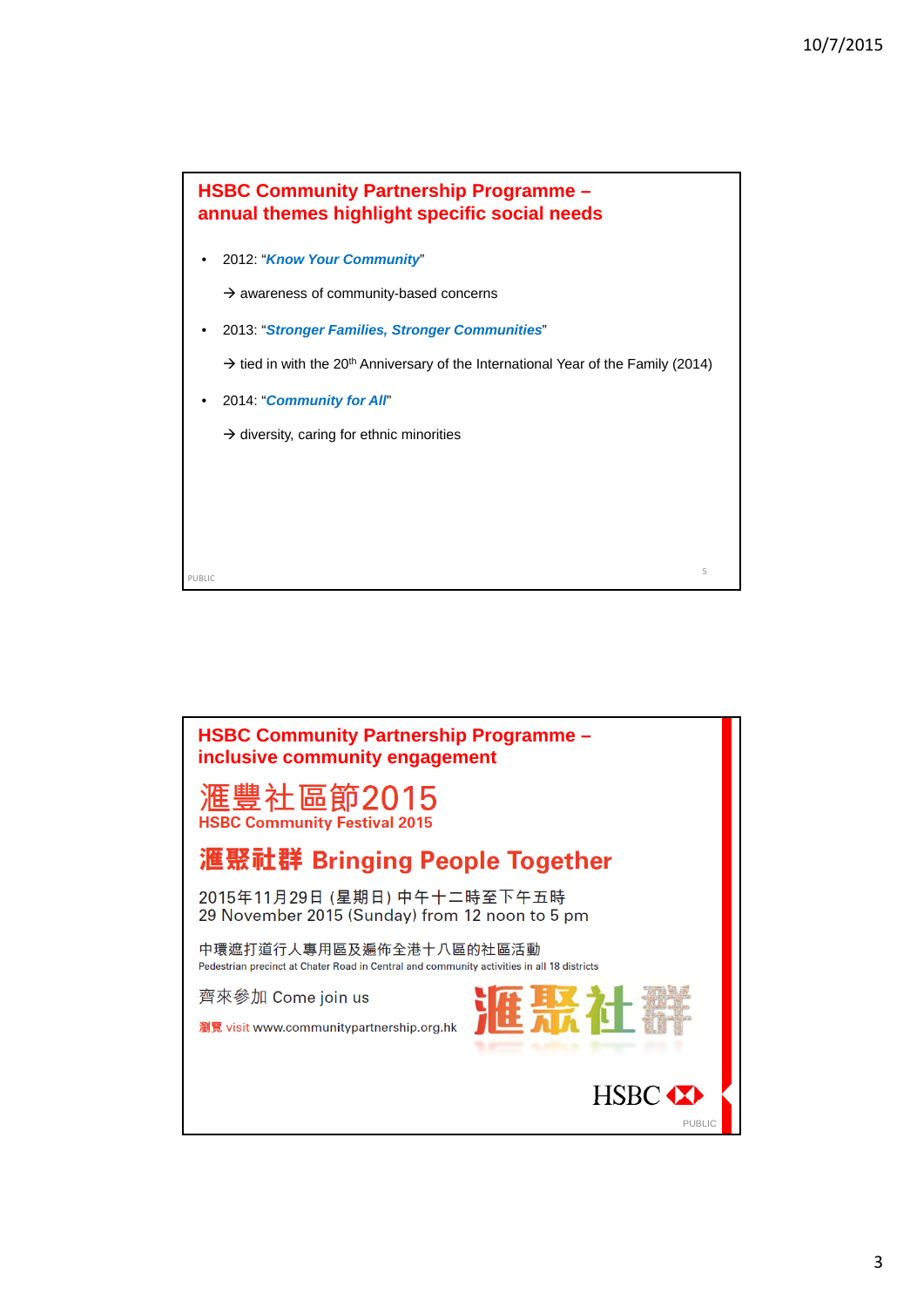## HSBC Community Partnership Programme – annual themes highlight specific social needs

- 2012: "*Know Your Community*"

  → awareness of community-based concerns

- 2013: "*Stronger Families, Stronger Communities*"

  → tied in with the 20th Anniversary of the International Year of the Family (2014)

- 2014: "*Community for All*"

  → diversity, caring for ethnic minorities

PUBLIC

## HSBC Community Partnership Programme – inclusive community engagement

# 滙豐社區節2015

**HSBC Community Festival 2015**

## 滙聚社群 Bringing People Together

2015年11月29日 (星期日) 中午十二時至下午五時
29 November 2015 (Sunday) from 12 noon to 5 pm

中環遮打道行人專用區及遍佈全港十八區的社區活動
Pedestrian precinct at Chater Road in Central and community activities in all 18 districts

齊來參加 Come join us

瀏覽 visit www.communitypartnership.org.hk

滙聚社群

HSBC

PUBLIC